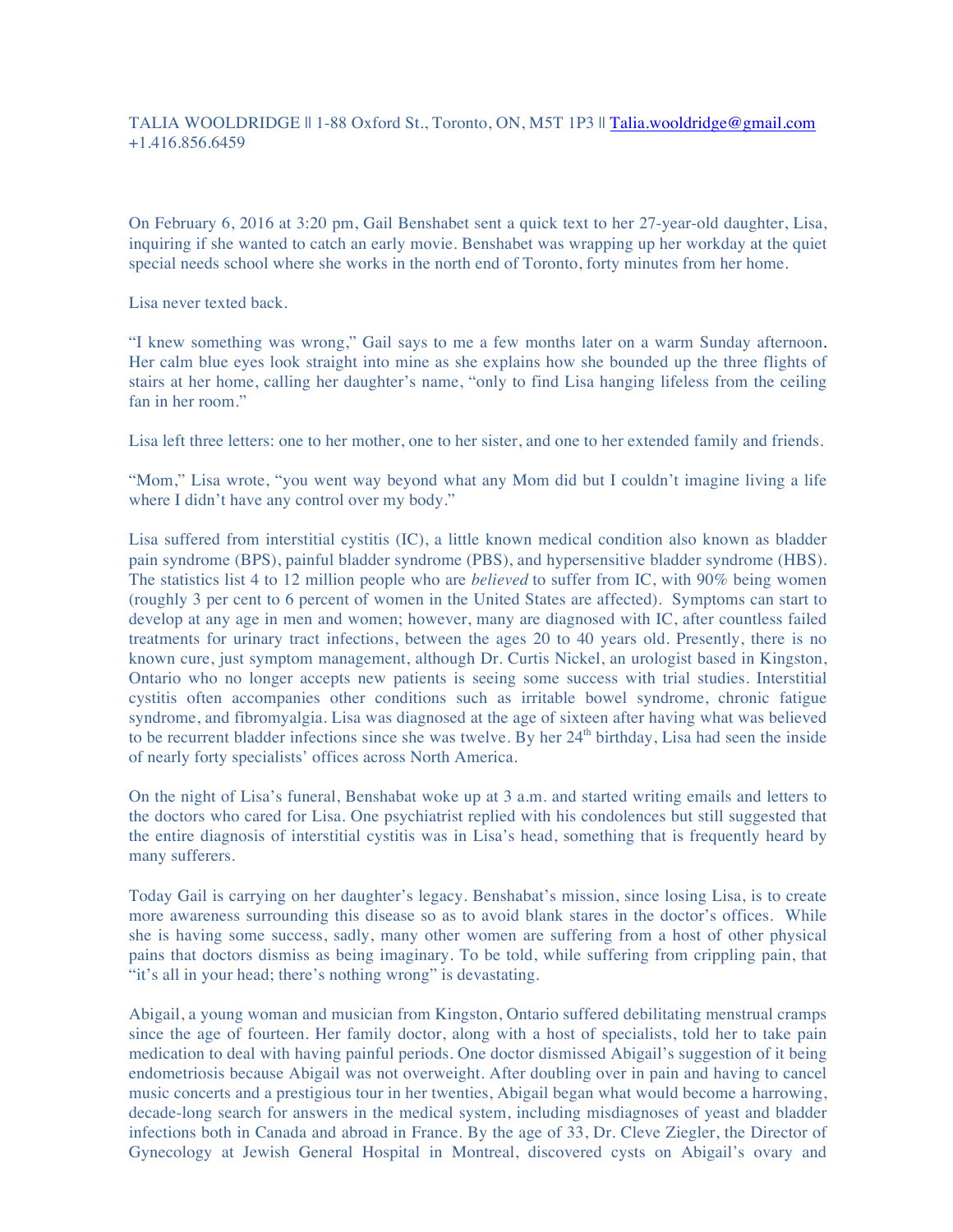TALIA WOOLDRIDGE || 1-88 Oxford St., Toronto, ON, M5T 1P3 || Talia.wooldridge@gmail.com +1.416.856.6459

On February 6, 2016 at 3:20 pm, Gail Benshabet sent a quick text to her 27-year-old daughter, Lisa, inquiring if she wanted to catch an early movie. Benshabet was wrapping up her workday at the quiet special needs school where she works in the north end of Toronto, forty minutes from her home.

Lisa never texted back.

"I knew something was wrong," Gail says to me a few months later on a warm Sunday afternoon. Her calm blue eyes look straight into mine as she explains how she bounded up the three flights of stairs at her home, calling her daughter's name, "only to find Lisa hanging lifeless from the ceiling fan in her room."

Lisa left three letters: one to her mother, one to her sister, and one to her extended family and friends.

"Mom," Lisa wrote, "you went way beyond what any Mom did but I couldn't imagine living a life where I didn't have any control over my body."

Lisa suffered from interstitial cystitis (IC), a little known medical condition also known as bladder pain syndrome (BPS), painful bladder syndrome (PBS), and hypersensitive bladder syndrome (HBS). The statistics list 4 to 12 million people who are *believed* to suffer from IC, with 90% being women (roughly 3 per cent to 6 percent of women in the United States are affected). Symptoms can start to develop at any age in men and women; however, many are diagnosed with IC, after countless failed treatments for urinary tract infections, between the ages 20 to 40 years old. Presently, there is no known cure, just symptom management, although Dr. Curtis Nickel, an urologist based in Kingston, Ontario who no longer accepts new patients is seeing some success with trial studies. Interstitial cystitis often accompanies other conditions such as irritable bowel syndrome, chronic fatigue syndrome, and fibromyalgia. Lisa was diagnosed at the age of sixteen after having what was believed to be recurrent bladder infections since she was twelve. By her 24th birthday, Lisa had seen the inside of nearly forty specialists' offices across North America.

On the night of Lisa's funeral, Benshabat woke up at 3 a.m. and started writing emails and letters to the doctors who cared for Lisa. One psychiatrist replied with his condolences but still suggested that the entire diagnosis of interstitial cystitis was in Lisa's head, something that is frequently heard by many sufferers.

Today Gail is carrying on her daughter's legacy. Benshabat's mission, since losing Lisa, is to create more awareness surrounding this disease so as to avoid blank stares in the doctor's offices. While she is having some success, sadly, many other women are suffering from a host of other physical pains that doctors dismiss as being imaginary. To be told, while suffering from crippling pain, that "it's all in your head; there's nothing wrong" is devastating.

Abigail, a young woman and musician from Kingston, Ontario suffered debilitating menstrual cramps since the age of fourteen. Her family doctor, along with a host of specialists, told her to take pain medication to deal with having painful periods. One doctor dismissed Abigail's suggestion of it being endometriosis because Abigail was not overweight. After doubling over in pain and having to cancel music concerts and a prestigious tour in her twenties, Abigail began what would become a harrowing, decade-long search for answers in the medical system, including misdiagnoses of yeast and bladder infections both in Canada and abroad in France. By the age of 33, Dr. Cleve Ziegler, the Director of Gynecology at Jewish General Hospital in Montreal, discovered cysts on Abigail's ovary and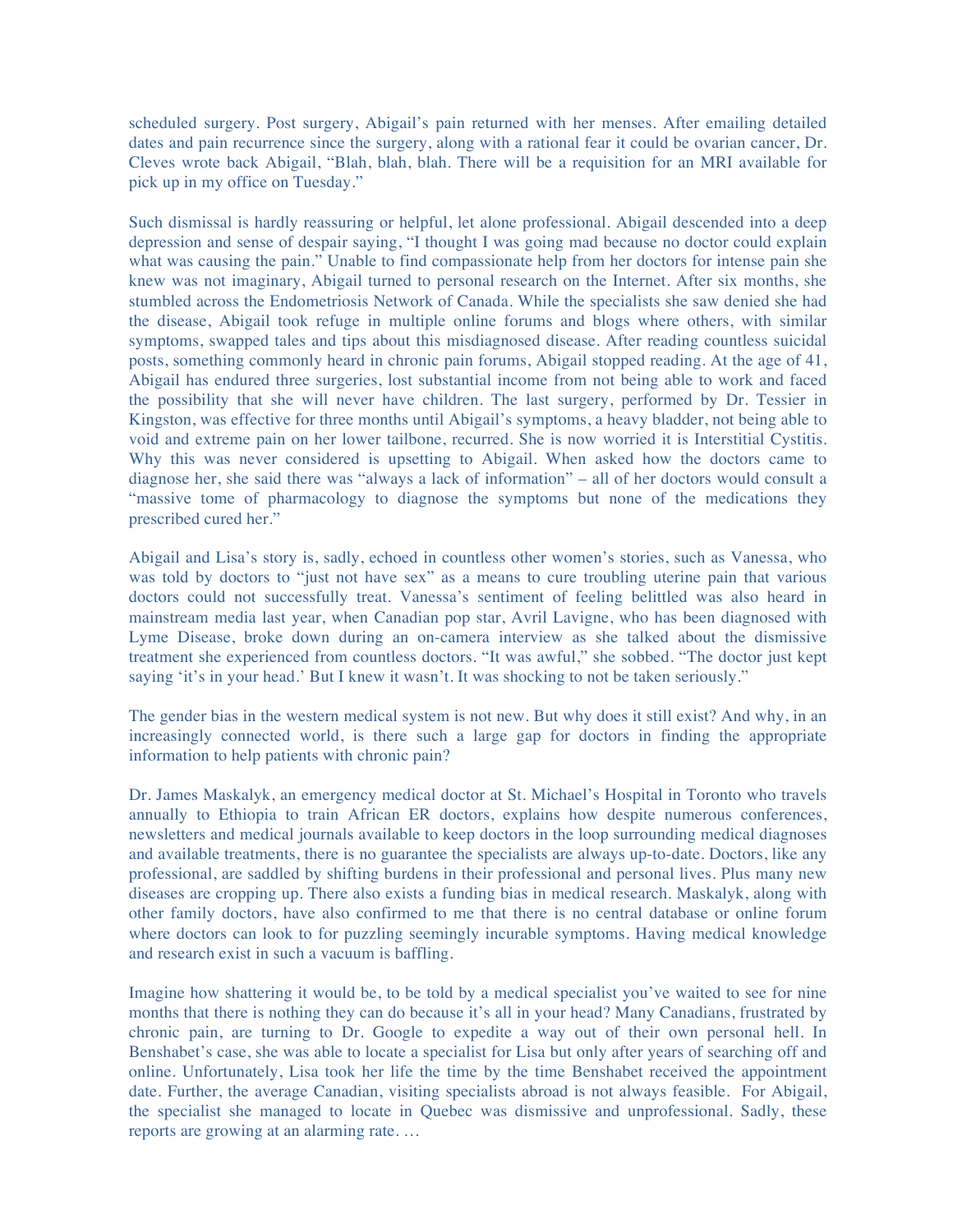scheduled surgery. Post surgery, Abigail's pain returned with her menses. After emailing detailed dates and pain recurrence since the surgery, along with a rational fear it could be ovarian cancer, Dr. Cleves wrote back Abigail, "Blah, blah, blah. There will be a requisition for an MRI available for pick up in my office on Tuesday."

Such dismissal is hardly reassuring or helpful, let alone professional. Abigail descended into a deep depression and sense of despair saying, "I thought I was going mad because no doctor could explain what was causing the pain." Unable to find compassionate help from her doctors for intense pain she knew was not imaginary, Abigail turned to personal research on the Internet. After six months, she stumbled across the Endometriosis Network of Canada. While the specialists she saw denied she had the disease, Abigail took refuge in multiple online forums and blogs where others, with similar symptoms, swapped tales and tips about this misdiagnosed disease. After reading countless suicidal posts, something commonly heard in chronic pain forums, Abigail stopped reading. At the age of 41, Abigail has endured three surgeries, lost substantial income from not being able to work and faced the possibility that she will never have children. The last surgery, performed by Dr. Tessier in Kingston, was effective for three months until Abigail's symptoms, a heavy bladder, not being able to void and extreme pain on her lower tailbone, recurred. She is now worried it is Interstitial Cystitis. Why this was never considered is upsetting to Abigail. When asked how the doctors came to diagnose her, she said there was "always a lack of information" – all of her doctors would consult a "massive tome of pharmacology to diagnose the symptoms but none of the medications they prescribed cured her."

Abigail and Lisa's story is, sadly, echoed in countless other women's stories, such as Vanessa, who was told by doctors to "just not have sex" as a means to cure troubling uterine pain that various doctors could not successfully treat. Vanessa's sentiment of feeling belittled was also heard in mainstream media last year, when Canadian pop star, Avril Lavigne, who has been diagnosed with Lyme Disease, broke down during an on-camera interview as she talked about the dismissive treatment she experienced from countless doctors. "It was awful," she sobbed. "The doctor just kept saying 'it's in your head.' But I knew it wasn't. It was shocking to not be taken seriously."

The gender bias in the western medical system is not new. But why does it still exist? And why, in an increasingly connected world, is there such a large gap for doctors in finding the appropriate information to help patients with chronic pain?

Dr. James Maskalyk, an emergency medical doctor at St. Michael's Hospital in Toronto who travels annually to Ethiopia to train African ER doctors, explains how despite numerous conferences, newsletters and medical journals available to keep doctors in the loop surrounding medical diagnoses and available treatments, there is no guarantee the specialists are always up-to-date. Doctors, like any professional, are saddled by shifting burdens in their professional and personal lives. Plus many new diseases are cropping up. There also exists a funding bias in medical research. Maskalyk, along with other family doctors, have also confirmed to me that there is no central database or online forum where doctors can look to for puzzling seemingly incurable symptoms. Having medical knowledge and research exist in such a vacuum is baffling.

Imagine how shattering it would be, to be told by a medical specialist you've waited to see for nine months that there is nothing they can do because it's all in your head? Many Canadians, frustrated by chronic pain, are turning to Dr. Google to expedite a way out of their own personal hell. In Benshabet's case, she was able to locate a specialist for Lisa but only after years of searching off and online. Unfortunately, Lisa took her life the time by the time Benshabet received the appointment date. Further, the average Canadian, visiting specialists abroad is not always feasible. For Abigail, the specialist she managed to locate in Quebec was dismissive and unprofessional. Sadly, these reports are growing at an alarming rate. …